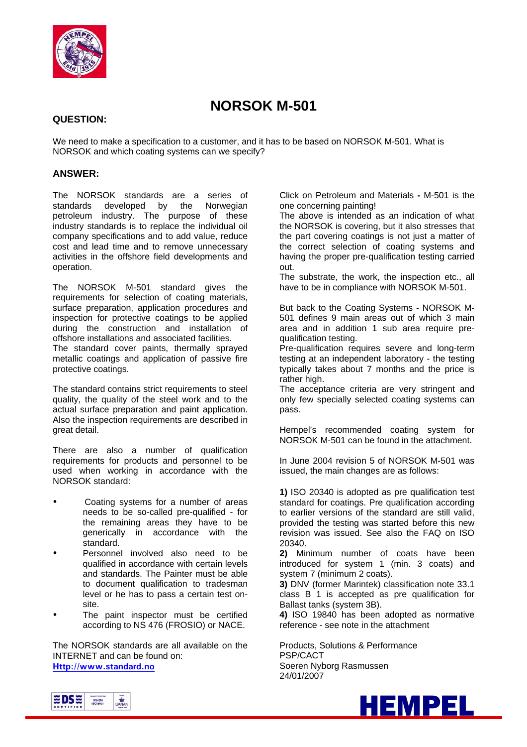# NORSOK M-501

## QUESTION:

We need to make a specification to a customer, and it has to be based on NORSOK M-501. What is NORSOK and which coating systems can we specify?

## ANSWER:

The NORSOK standards are a series of standards developed by the Norwegian petroleum industry. The purpose of these industry standards is to replace the individual oil company specifications and to add value, reduce cost and lead time and to remove unnecessary activities in the offshore field developments and operation.

The NORSOK M-501 standard gives the requirements for selection of coating materials, surface preparation, application procedures and inspection for protective coatings to be applied during the construction and installation of offshore installations and associated facilities.
The standard cover paints, thermally sprayed metallic coatings and application of passive fire protective coatings.

The standard contains strict requirements to steel quality, the quality of the steel work and to the actual surface preparation and paint application. Also the inspection requirements are described in great detail.

There are also a number of qualification requirements for products and personnel to be used when working in accordance with the NORSOK standard:

- Coating systems for a number of areas needs to be so-called pre-qualified - for the remaining areas they have to be generically in accordance with the standard.
- Personnel involved also need to be qualified in accordance with certain levels and standards. The Painter must be able to document qualification to tradesman level or he has to pass a certain test on-site.
- The paint inspector must be certified according to NS 476 (FROSIO) or NACE.

The NORSOK standards are all available on the INTERNET and can be found on:
[Http://www.standard.no](http://www.standard.no)

Click on Petroleum and Materials **-** M-501 is the one concerning painting!
The above is intended as an indication of what the NORSOK is covering, but it also stresses that the part covering coatings is not just a matter of the correct selection of coating systems and having the proper pre-qualification testing carried out.
The substrate, the work, the inspection etc., all have to be in compliance with NORSOK M-501.

But back to the Coating Systems - NORSOK M-501 defines 9 main areas out of which 3 main area and in addition 1 sub area require pre-qualification testing.
Pre-qualification requires severe and long-term testing at an independent laboratory - the testing typically takes about 7 months and the price is rather high.
The acceptance criteria are very stringent and only few specially selected coating systems can pass.

Hempel's recommended coating system for NORSOK M-501 can be found in the attachment.

In June 2004 revision 5 of NORSOK M-501 was issued, the main changes are as follows:

**1)** ISO 20340 is adopted as pre qualification test standard for coatings. Pre qualification according to earlier versions of the standard are still valid, provided the testing was started before this new revision was issued. See also the FAQ on ISO 20340.
**2)** Minimum number of coats have been introduced for system 1 (min. 3 coats) and system 7 (minimum 2 coats).
**3)** DNV (former Marintek) classification note 33.1 class B 1 is accepted as pre qualification for Ballast tanks (system 3B).
**4)** ISO 19840 has been adopted as normative reference - see note in the attachment

Products, Solutions & Performance
PSP/CACT
Soeren Nyborg Rasmussen
24/01/2007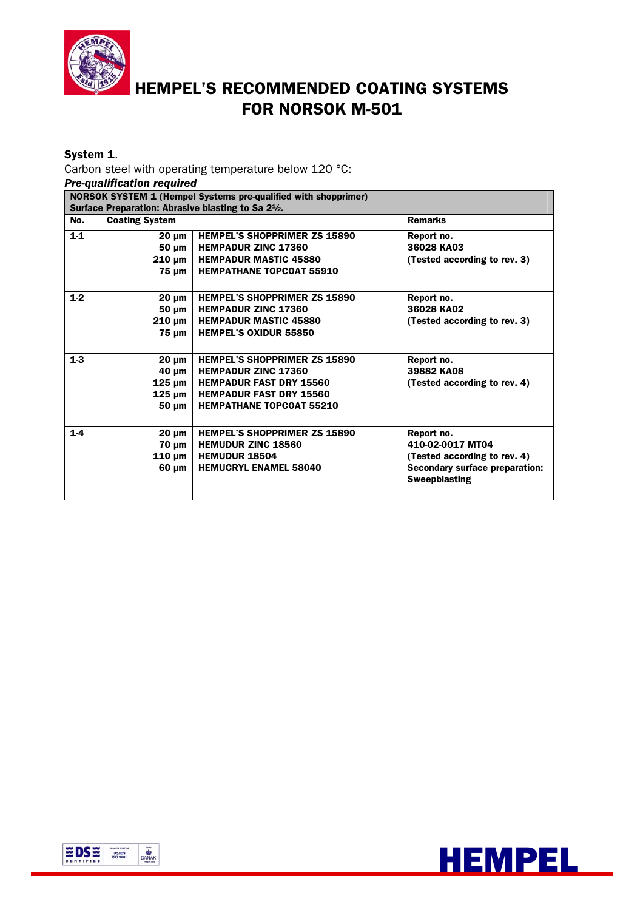# HEMPEL'S RECOMMENDED COATING SYSTEMS FOR NORSOK M-501

**System 1**.

Carbon steel with operating temperature below 120 °C:

***Pre-qualification required***

| NORSOK SYSTEM 1 (Hempel Systems pre-qualified with shopprimer) Surface Preparation: Abrasive blasting to Sa 2½. | | | |
|---|---|---|---|
| **No.** | **Coating System** | | **Remarks** |
| **1-1** | **20 µm**<br>**50 µm**<br>**210 µm**<br>**75 µm** | **HEMPEL'S SHOPPRIMER ZS 15890**<br>**HEMPADUR ZINC 17360**<br>**HEMPADUR MASTIC 45880**<br>**HEMPATHANE TOPCOAT 55910** | **Report no.**<br>**36028 KA03**<br>**(Tested according to rev. 3)** |
| **1-2** | **20 µm**<br>**50 µm**<br>**210 µm**<br>**75 µm** | **HEMPEL'S SHOPPRIMER ZS 15890**<br>**HEMPADUR ZINC 17360**<br>**HEMPADUR MASTIC 45880**<br>**HEMPEL'S OXIDUR 55850** | **Report no.**<br>**36028 KA02**<br>**(Tested according to rev. 3)** |
| **1-3** | **20 µm**<br>**40 µm**<br>**125 µm**<br>**125 µm**<br>**50 µm** | **HEMPEL'S SHOPPRIMER ZS 15890**<br>**HEMPADUR ZINC 17360**<br>**HEMPADUR FAST DRY 15560**<br>**HEMPADUR FAST DRY 15560**<br>**HEMPATHANE TOPCOAT 55210** | **Report no.**<br>**39882 KA08**<br>**(Tested according to rev. 4)** |
| **1-4** | **20 µm**<br>**70 µm**<br>**110 µm**<br>**60 µm** | **HEMPEL'S SHOPPRIMER ZS 15890**<br>**HEMUDUR ZINC 18560**<br>**HEMUDUR 18504**<br>**HEMUCRYL ENAMEL 58040** | **Report no.**<br>**410-02-0017 MT04**<br>**(Tested according to rev. 4)**<br>**Secondary surface preparation: Sweepblasting** |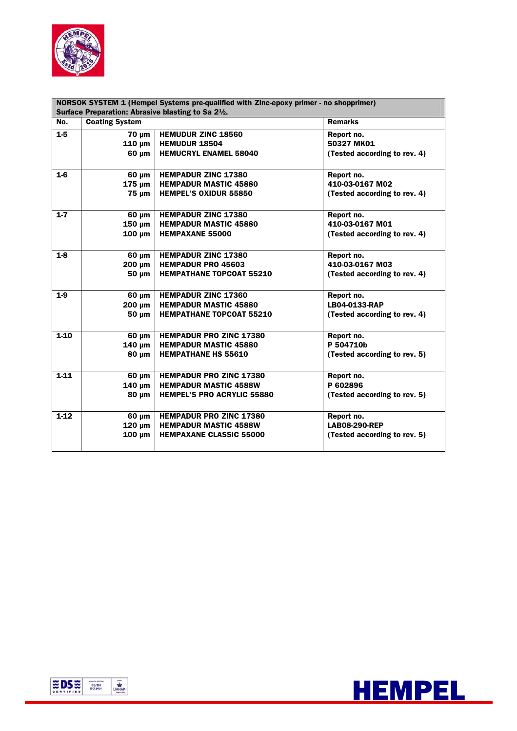| NORSOK SYSTEM 1 (Hempel Systems pre-qualified with Zinc-epoxy primer - no shopprimer) Surface Preparation: Abrasive blasting to Sa 2½. | | | |
|---|---|---|---|
| **No.** | **Coating System** | | **Remarks** |
| 1-5 | 70 µm<br>110 µm<br>60 µm | HEMUDUR ZINC 18560<br>HEMUDUR 18504<br>HEMUCRYL ENAMEL 58040 | Report no.<br>50327 MK01<br>(Tested according to rev. 4) |
| 1-6 | 60 µm<br>175 µm<br>75 µm | HEMPADUR ZINC 17380<br>HEMPADUR MASTIC 45880<br>HEMPEL'S OXIDUR 55850 | Report no.<br>410-03-0167 M02<br>(Tested according to rev. 4) |
| 1-7 | 60 µm<br>150 µm<br>100 µm | HEMPADUR ZINC 17380<br>HEMPADUR MASTIC 45880<br>HEMPAXANE 55000 | Report no.<br>410-03-0167 M01<br>(Tested according to rev. 4) |
| 1-8 | 60 µm<br>200 µm<br>50 µm | HEMPADUR ZINC 17380<br>HEMPADUR PRO 45603<br>HEMPATHANE TOPCOAT 55210 | Report no.<br>410-03-0167 M03<br>(Tested according to rev. 4) |
| 1-9 | 60 µm<br>200 µm<br>50 µm | HEMPADUR ZINC 17360<br>HEMPADUR MASTIC 45880<br>HEMPATHANE TOPCOAT 55210 | Report no.<br>LB04-0133-RAP<br>(Tested according to rev. 4) |
| 1-10 | 60 µm<br>140 µm<br>80 µm | HEMPADUR PRO ZINC 17380<br>HEMPADUR MASTIC 45880<br>HEMPATHANE HS 55610 | Report no.<br>P 504710b<br>(Tested according to rev. 5) |
| 1-11 | 60 µm<br>140 µm<br>80 µm | HEMPADUR PRO ZINC 17380<br>HEMPADUR MASTIC 4588W<br>HEMPEL'S PRO ACRYLIC 55880 | Report no.<br>P 602896<br>(Tested according to rev. 5) |
| 1-12 | 60 µm<br>120 µm<br>100 µm | HEMPADUR PRO ZINC 17380<br>HEMPADUR MASTIC 4588W<br>HEMPAXANE CLASSIC 55000 | Report no.<br>LAB08-290-REP<br>(Tested according to rev. 5) |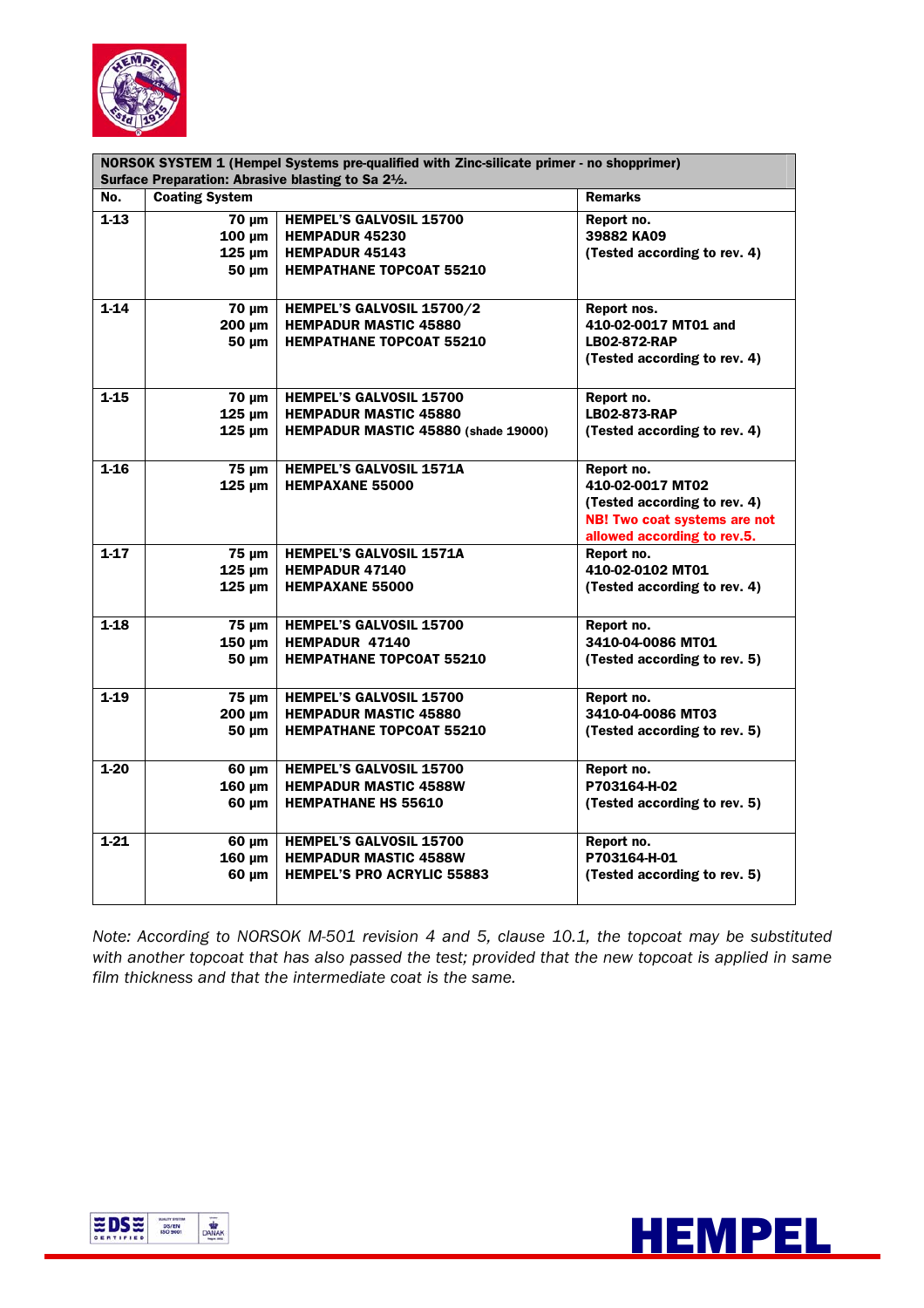| NORSOK SYSTEM 1 (Hempel Systems pre-qualified with Zinc-silicate primer - no shopprimer) Surface Preparation: Abrasive blasting to Sa 2½. | | | |
|---|---|---|---|
| **No.** | **Coating System** | | **Remarks** |
| **1-13** | **70 µm**<br>**100 µm**<br>**125 µm**<br>**50 µm** | **HEMPEL'S GALVOSIL 15700**<br>**HEMPADUR 45230**<br>**HEMPADUR 45143**<br>**HEMPATHANE TOPCOAT 55210** | **Report no.**<br>**39882 KA09**<br>**(Tested according to rev. 4)** |
| **1-14** | **70 µm**<br>**200 µm**<br>**50 µm** | **HEMPEL'S GALVOSIL 15700/2**<br>**HEMPADUR MASTIC 45880**<br>**HEMPATHANE TOPCOAT 55210** | **Report nos.**<br>**410-02-0017 MT01 and**<br>**LB02-872-RAP**<br>**(Tested according to rev. 4)** |
| **1-15** | **70 µm**<br>**125 µm**<br>**125 µm** | **HEMPEL'S GALVOSIL 15700**<br>**HEMPADUR MASTIC 45880**<br>**HEMPADUR MASTIC 45880** (shade 19000) | **Report no.**<br>**LB02-873-RAP**<br>**(Tested according to rev. 4)** |
| **1-16** | **75 µm**<br>**125 µm** | **HEMPEL'S GALVOSIL 1571A**<br>**HEMPAXANE 55000** | **Report no.**<br>**410-02-0017 MT02**<br>**(Tested according to rev. 4)**<br>**NB! Two coat systems are not allowed according to rev.5.** |
| **1-17** | **75 µm**<br>**125 µm**<br>**125 µm** | **HEMPEL'S GALVOSIL 1571A**<br>**HEMPADUR 47140**<br>**HEMPAXANE 55000** | **Report no.**<br>**410-02-0102 MT01**<br>**(Tested according to rev. 4)** |
| **1-18** | **75 µm**<br>**150 µm**<br>**50 µm** | **HEMPEL'S GALVOSIL 15700**<br>**HEMPADUR 47140**<br>**HEMPATHANE TOPCOAT 55210** | **Report no.**<br>**3410-04-0086 MT01**<br>**(Tested according to rev. 5)** |
| **1-19** | **75 µm**<br>**200 µm**<br>**50 µm** | **HEMPEL'S GALVOSIL 15700**<br>**HEMPADUR MASTIC 45880**<br>**HEMPATHANE TOPCOAT 55210** | **Report no.**<br>**3410-04-0086 MT03**<br>**(Tested according to rev. 5)** |
| **1-20** | **60 µm**<br>**160 µm**<br>**60 µm** | **HEMPEL'S GALVOSIL 15700**<br>**HEMPADUR MASTIC 4588W**<br>**HEMPATHANE HS 55610** | **Report no.**<br>**P703164-H-02**<br>**(Tested according to rev. 5)** |
| **1-21** | **60 µm**<br>**160 µm**<br>**60 µm** | **HEMPEL'S GALVOSIL 15700**<br>**HEMPADUR MASTIC 4588W**<br>**HEMPEL'S PRO ACRYLIC 55883** | **Report no.**<br>**P703164-H-01**<br>**(Tested according to rev. 5)** |

*Note: According to NORSOK M-501 revision 4 and 5, clause 10.1, the topcoat may be substituted with another topcoat that has also passed the test; provided that the new topcoat is applied in same film thickness and that the intermediate coat is the same.*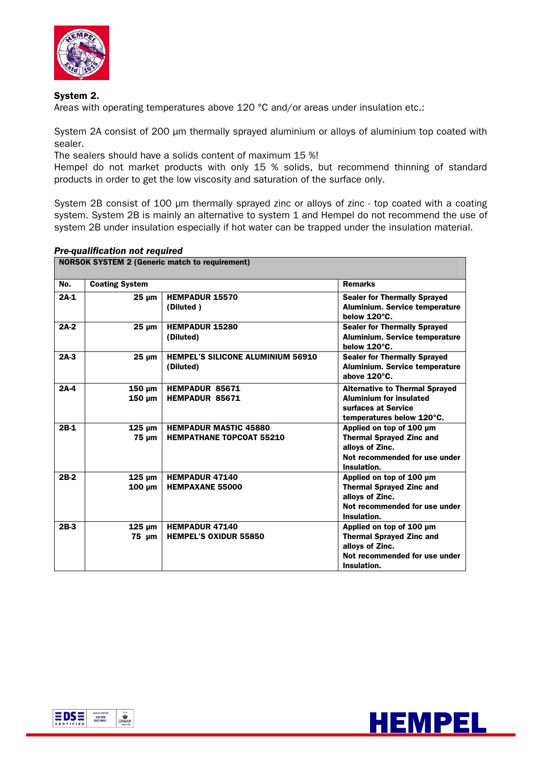**System 2.**

Areas with operating temperatures above 120 °C and/or areas under insulation etc.:

System 2A consist of 200 µm thermally sprayed aluminium or alloys of aluminium top coated with sealer.

The sealers should have a solids content of maximum 15 %!

Hempel do not market products with only 15 % solids, but recommend thinning of standard products in order to get the low viscosity and saturation of the surface only.

System 2B consist of 100 µm thermally sprayed zinc or alloys of zinc - top coated with a coating system. System 2B is mainly an alternative to system 1 and Hempel do not recommend the use of system 2B under insulation especially if hot water can be trapped under the insulation material.

***Pre-qualification not required***

| **NORSOK SYSTEM 2 (Generic match to requirement)** | | | |
|---|---|---|---|
| **No.** | **Coating System** | | **Remarks** |
| **2A-1** | **25 µm** | **HEMPADUR 15570 (Diluted )** | **Sealer for Thermally Sprayed Aluminium. Service temperature below 120°C.** |
| **2A-2** | **25 µm** | **HEMPADUR 15280 (Diluted)** | **Sealer for Thermally Sprayed Aluminium. Service temperature below 120°C.** |
| **2A-3** | **25 µm** | **HEMPEL'S SILICONE ALUMINIUM 56910 (Diluted)** | **Sealer for Thermally Sprayed Aluminium. Service temperature above 120°C.** |
| **2A-4** | **150 µm**<br>**150 µm** | **HEMPADUR 85671**<br>**HEMPADUR 85671** | **Alternative to Thermal Sprayed Aluminium for insulated surfaces at Service temperatures below 120°C.** |
| **2B-1** | **125 µm**<br>**75 µm** | **HEMPADUR MASTIC 45880**<br>**HEMPATHANE TOPCOAT 55210** | **Applied on top of 100 µm Thermal Sprayed Zinc and alloys of Zinc.**<br>**Not recommended for use under Insulation.** |
| **2B-2** | **125 µm**<br>**100 µm** | **HEMPADUR 47140**<br>**HEMPAXANE 55000** | **Applied on top of 100 µm Thermal Sprayed Zinc and alloys of Zinc.**<br>**Not recommended for use under Insulation.** |
| **2B-3** | **125 µm**<br>**75 µm** | **HEMPADUR 47140**<br>**HEMPEL'S OXIDUR 55850** | **Applied on top of 100 µm Thermal Sprayed Zinc and alloys of Zinc.**<br>**Not recommended for use under Insulation.** |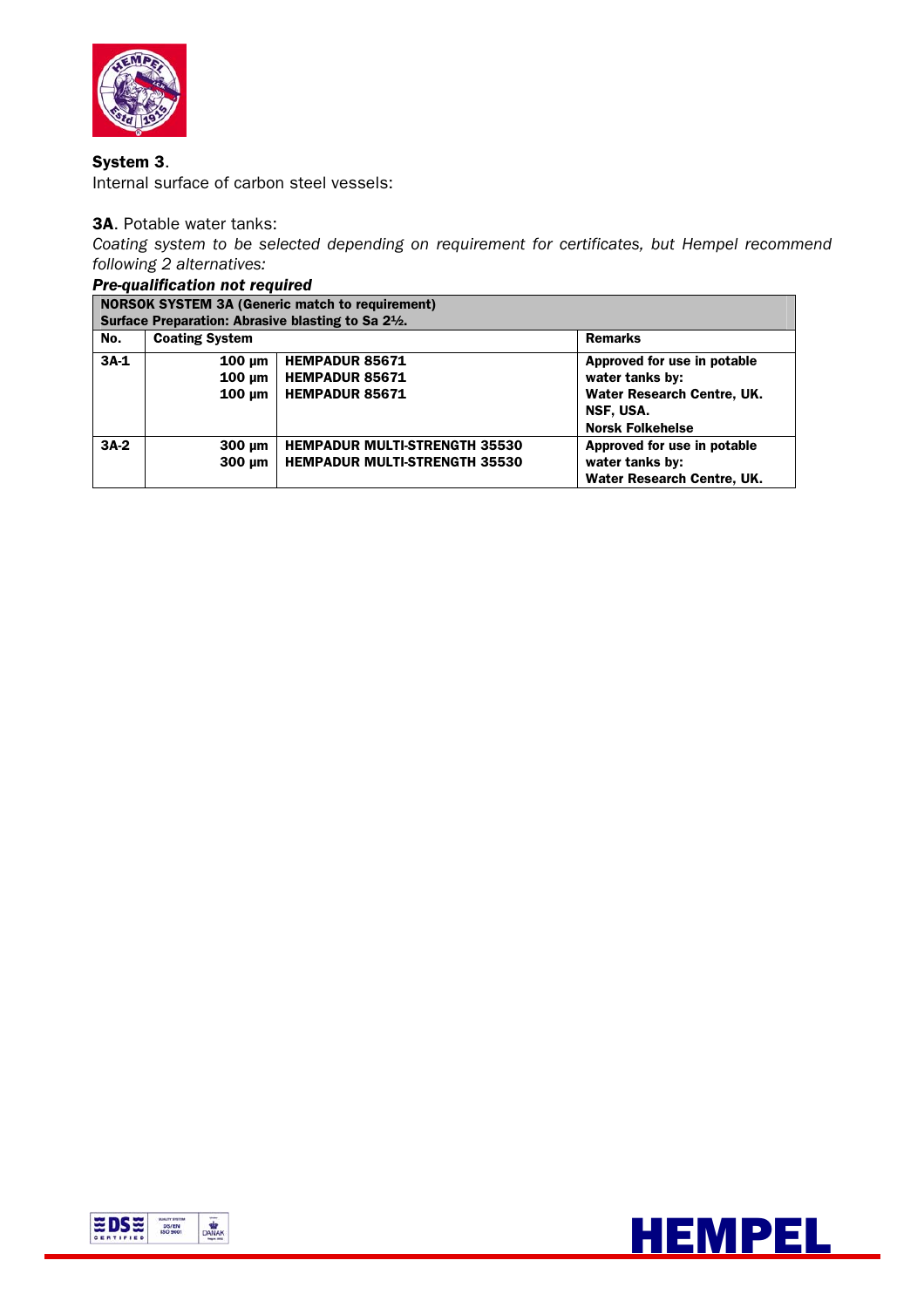**System 3**.
Internal surface of carbon steel vessels:

**3A**. Potable water tanks:
*Coating system to be selected depending on requirement for certificates, but Hempel recommend following 2 alternatives:*

***Pre-qualification not required***

| **NORSOK SYSTEM 3A (Generic match to requirement)<br>Surface Preparation: Abrasive blasting to Sa 2½.** | | | |
|---|---|---|---|
| **No.** | **Coating System** | | **Remarks** |
| **3A-1** | **100 µm<br>100 µm<br>100 µm** | **HEMPADUR 85671<br>HEMPADUR 85671<br>HEMPADUR 85671** | **Approved for use in potable water tanks by:<br>Water Research Centre, UK.<br>NSF, USA.<br>Norsk Folkehelse** |
| **3A-2** | **300 µm<br>300 µm** | **HEMPADUR MULTI-STRENGTH 35530<br>HEMPADUR MULTI-STRENGTH 35530** | **Approved for use in potable water tanks by:<br>Water Research Centre, UK.** |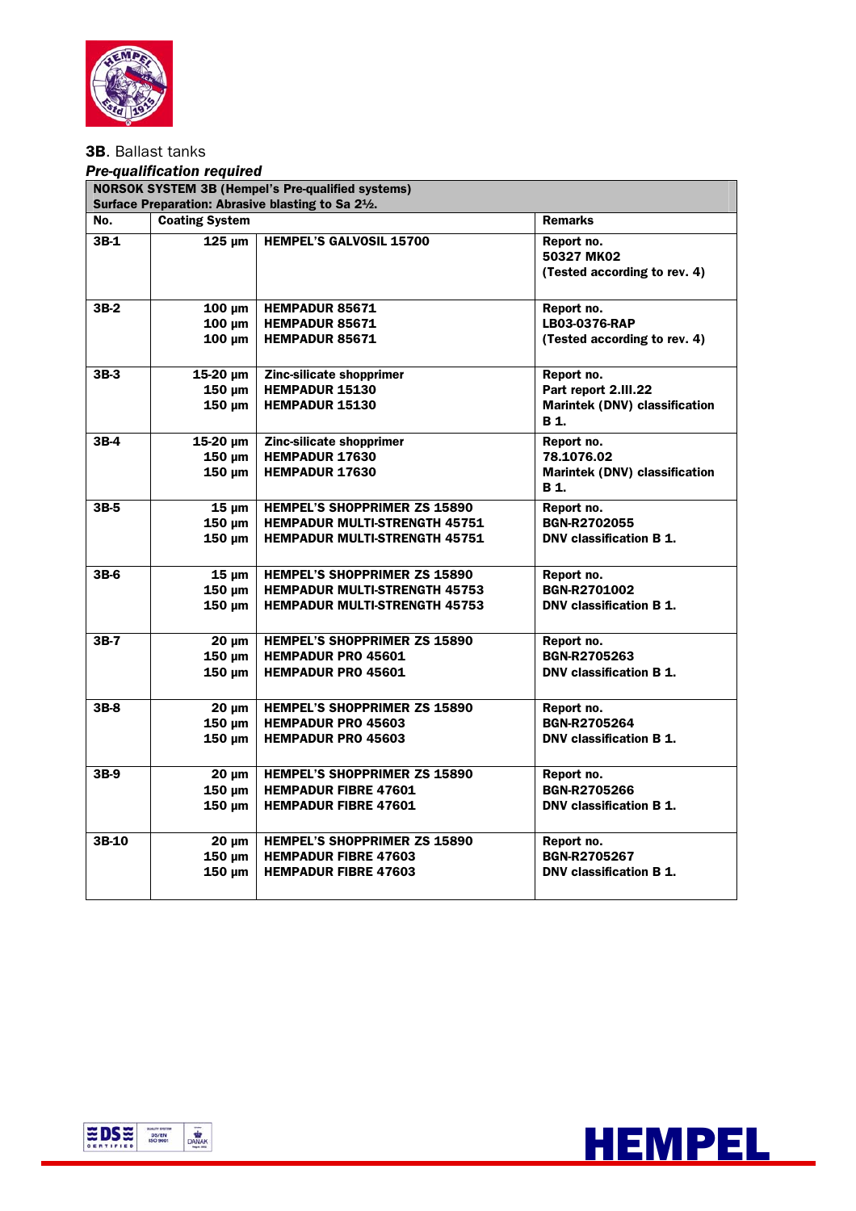**3B**. Ballast tanks

***Pre-qualification required***

| NORSOK SYSTEM 3B (Hempel's Pre-qualified systems)<br>Surface Preparation: Abrasive blasting to Sa 2½. | | | |
|---|---|---|---|
| **No.** | **Coating System** | | **Remarks** |
| **3B-1** | **125 µm** | **HEMPEL'S GALVOSIL 15700** | **Report no.<br>50327 MK02<br>(Tested according to rev. 4)** |
| **3B-2** | **100 µm<br>100 µm<br>100 µm** | **HEMPADUR 85671<br>HEMPADUR 85671<br>HEMPADUR 85671** | **Report no.<br>LB03-0376-RAP<br>(Tested according to rev. 4)** |
| **3B-3** | **15-20 µm<br>150 µm<br>150 µm** | **Zinc-silicate shopprimer<br>HEMPADUR 15130<br>HEMPADUR 15130** | **Report no.<br>Part report 2.III.22<br>Marintek (DNV) classification B 1.** |
| **3B-4** | **15-20 µm<br>150 µm<br>150 µm** | **Zinc-silicate shopprimer<br>HEMPADUR 17630<br>HEMPADUR 17630** | **Report no.<br>78.1076.02<br>Marintek (DNV) classification B 1.** |
| **3B-5** | **15 µm<br>150 µm<br>150 µm** | **HEMPEL'S SHOPPRIMER ZS 15890<br>HEMPADUR MULTI-STRENGTH 45751<br>HEMPADUR MULTI-STRENGTH 45751** | **Report no.<br>BGN-R2702055<br>DNV classification B 1.** |
| **3B-6** | **15 µm<br>150 µm<br>150 µm** | **HEMPEL'S SHOPPRIMER ZS 15890<br>HEMPADUR MULTI-STRENGTH 45753<br>HEMPADUR MULTI-STRENGTH 45753** | **Report no.<br>BGN-R2701002<br>DNV classification B 1.** |
| **3B-7** | **20 µm<br>150 µm<br>150 µm** | **HEMPEL'S SHOPPRIMER ZS 15890<br>HEMPADUR PRO 45601<br>HEMPADUR PRO 45601** | **Report no.<br>BGN-R2705263<br>DNV classification B 1.** |
| **3B-8** | **20 µm<br>150 µm<br>150 µm** | **HEMPEL'S SHOPPRIMER ZS 15890<br>HEMPADUR PRO 45603<br>HEMPADUR PRO 45603** | **Report no.<br>BGN-R2705264<br>DNV classification B 1.** |
| **3B-9** | **20 µm<br>150 µm<br>150 µm** | **HEMPEL'S SHOPPRIMER ZS 15890<br>HEMPADUR FIBRE 47601<br>HEMPADUR FIBRE 47601** | **Report no.<br>BGN-R2705266<br>DNV classification B 1.** |
| **3B-10** | **20 µm<br>150 µm<br>150 µm** | **HEMPEL'S SHOPPRIMER ZS 15890<br>HEMPADUR FIBRE 47603<br>HEMPADUR FIBRE 47603** | **Report no.<br>BGN-R2705267<br>DNV classification B 1.** |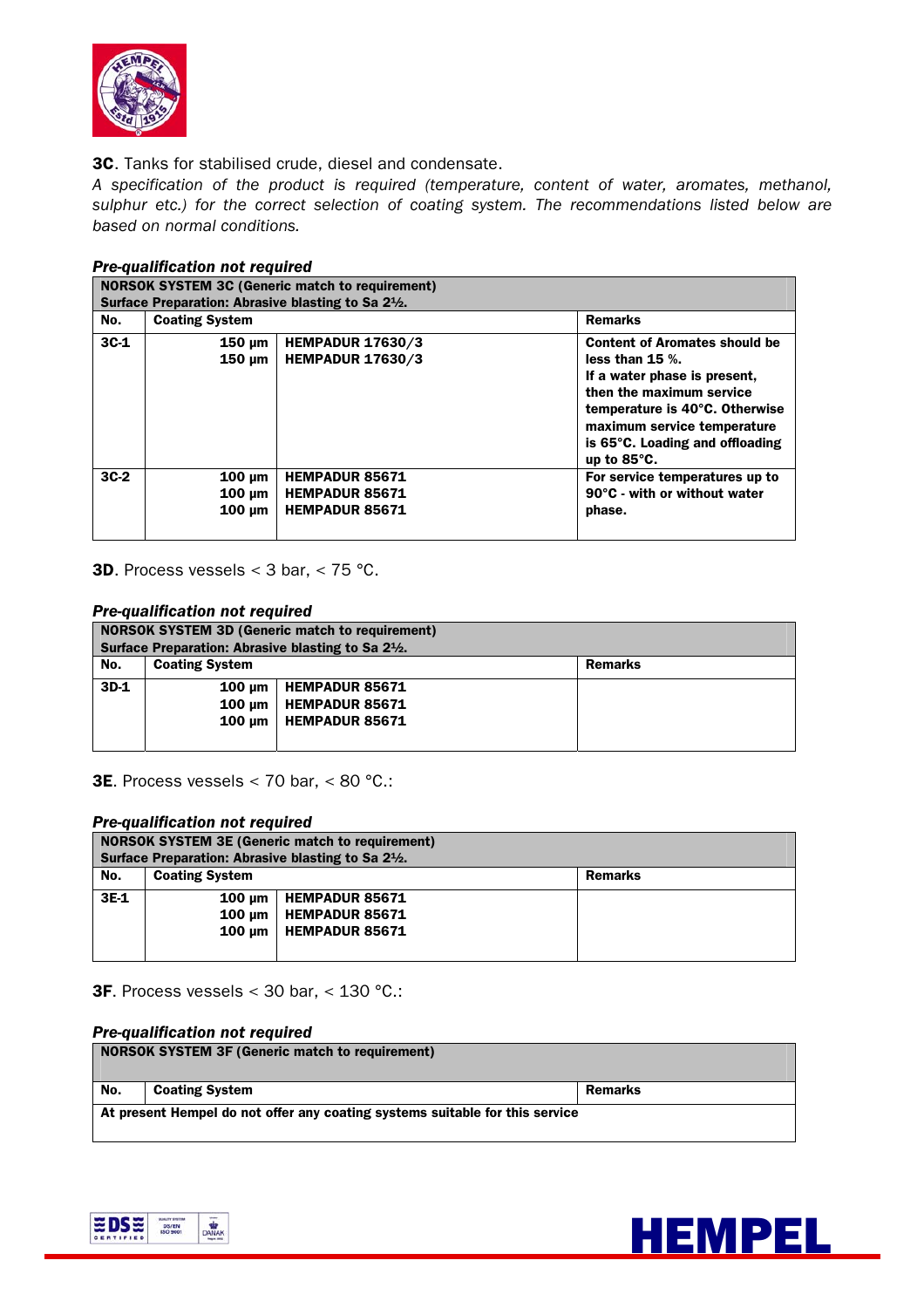**3C**. Tanks for stabilised crude, diesel and condensate.

*A specification of the product is required (temperature, content of water, aromates, methanol, sulphur etc.) for the correct selection of coating system. The recommendations listed below are based on normal conditions.*

***Pre-qualification not required***

| NORSOK SYSTEM 3C (Generic match to requirement)<br>Surface Preparation: Abrasive blasting to Sa 2½. | | | |
|---|---|---|---|
| **No.** | **Coating System** | | **Remarks** |
| **3C-1** | **150 µm**<br>**150 µm** | **HEMPADUR 17630/3**<br>**HEMPADUR 17630/3** | **Content of Aromates should be less than 15 %.**<br>**If a water phase is present, then the maximum service temperature is 40°C. Otherwise maximum service temperature is 65°C. Loading and offloading up to 85°C.** |
| **3C-2** | **100 µm**<br>**100 µm**<br>**100 µm** | **HEMPADUR 85671**<br>**HEMPADUR 85671**<br>**HEMPADUR 85671** | **For service temperatures up to 90°C - with or without water phase.** |

**3D**. Process vessels < 3 bar, < 75 °C.

***Pre-qualification not required***

| NORSOK SYSTEM 3D (Generic match to requirement)<br>Surface Preparation: Abrasive blasting to Sa 2½. | | | |
|---|---|---|---|
| **No.** | **Coating System** | | **Remarks** |
| **3D-1** | **100 µm**<br>**100 µm**<br>**100 µm** | **HEMPADUR 85671**<br>**HEMPADUR 85671**<br>**HEMPADUR 85671** | |

**3E**. Process vessels < 70 bar, < 80 °C.:

***Pre-qualification not required***

| NORSOK SYSTEM 3E (Generic match to requirement)<br>Surface Preparation: Abrasive blasting to Sa 2½. | | | |
|---|---|---|---|
| **No.** | **Coating System** | | **Remarks** |
| **3E-1** | **100 µm**<br>**100 µm**<br>**100 µm** | **HEMPADUR 85671**<br>**HEMPADUR 85671**<br>**HEMPADUR 85671** | |

**3F**. Process vessels < 30 bar, < 130 °C.:

***Pre-qualification not required***

| NORSOK SYSTEM 3F (Generic match to requirement) | | |
|---|---|---|
| **No.** | **Coating System** | **Remarks** |
| **At present Hempel do not offer any coating systems suitable for this service** | | |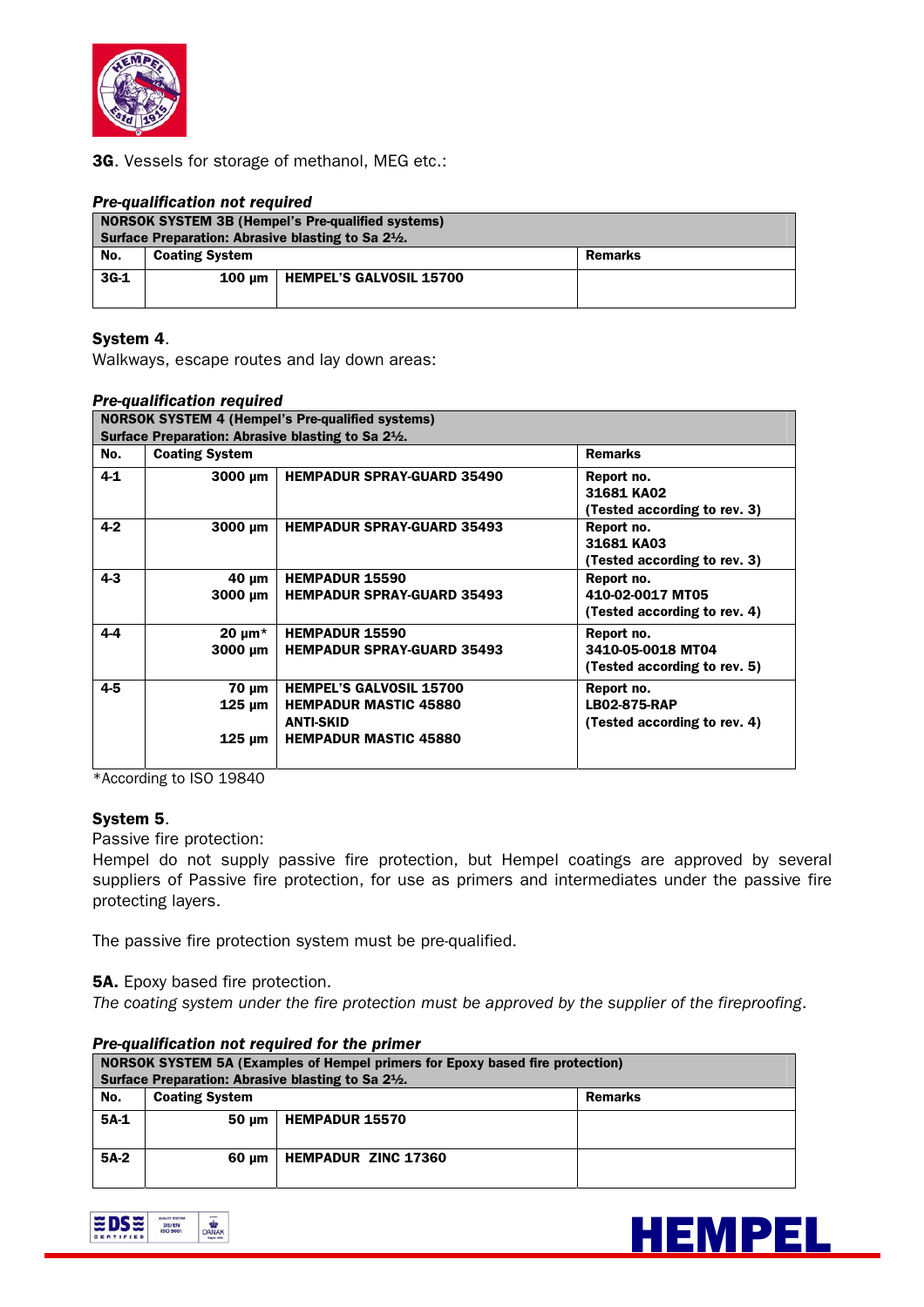**3G**. Vessels for storage of methanol, MEG etc.:

***Pre-qualification not required***

| NORSOK SYSTEM 3B (Hempel's Pre-qualified systems) Surface Preparation: Abrasive blasting to Sa 2½. | | | |
|---|---|---|---|
| **No.** | **Coating System** | | **Remarks** |
| **3G-1** | **100 µm** | **HEMPEL'S GALVOSIL 15700** | |

**System 4**.
Walkways, escape routes and lay down areas:

***Pre-qualification required***

| NORSOK SYSTEM 4 (Hempel's Pre-qualified systems) Surface Preparation: Abrasive blasting to Sa 2½. | | | |
|---|---|---|---|
| **No.** | **Coating System** | | **Remarks** |
| **4-1** | **3000 µm** | **HEMPADUR SPRAY-GUARD 35490** | **Report no. 31681 KA02 (Tested according to rev. 3)** |
| **4-2** | **3000 µm** | **HEMPADUR SPRAY-GUARD 35493** | **Report no. 31681 KA03 (Tested according to rev. 3)** |
| **4-3** | **40 µm<br>3000 µm** | **HEMPADUR 15590<br>HEMPADUR SPRAY-GUARD 35493** | **Report no. 410-02-0017 MT05 (Tested according to rev. 4)** |
| **4-4** | **20 µm*<br>3000 µm** | **HEMPADUR 15590<br>HEMPADUR SPRAY-GUARD 35493** | **Report no. 3410-05-0018 MT04 (Tested according to rev. 5)** |
| **4-5** | **70 µm<br>125 µm<br><br>125 µm** | **HEMPEL'S GALVOSIL 15700<br>HEMPADUR MASTIC 45880<br>ANTI-SKID<br>HEMPADUR MASTIC 45880** | **Report no. LB02-875-RAP (Tested according to rev. 4)** |

*According to ISO 19840

**System 5**.
Passive fire protection:
Hempel do not supply passive fire protection, but Hempel coatings are approved by several suppliers of Passive fire protection, for use as primers and intermediates under the passive fire protecting layers.

The passive fire protection system must be pre-qualified.

**5A.** Epoxy based fire protection.
*The coating system under the fire protection must be approved by the supplier of the fireproofing.*

***Pre-qualification not required for the primer***

| NORSOK SYSTEM 5A (Examples of Hempel primers for Epoxy based fire protection) Surface Preparation: Abrasive blasting to Sa 2½. | | | |
|---|---|---|---|
| **No.** | **Coating System** | | **Remarks** |
| **5A-1** | **50 µm** | **HEMPADUR 15570** | |
| **5A-2** | **60 µm** | **HEMPADUR ZINC 17360** | |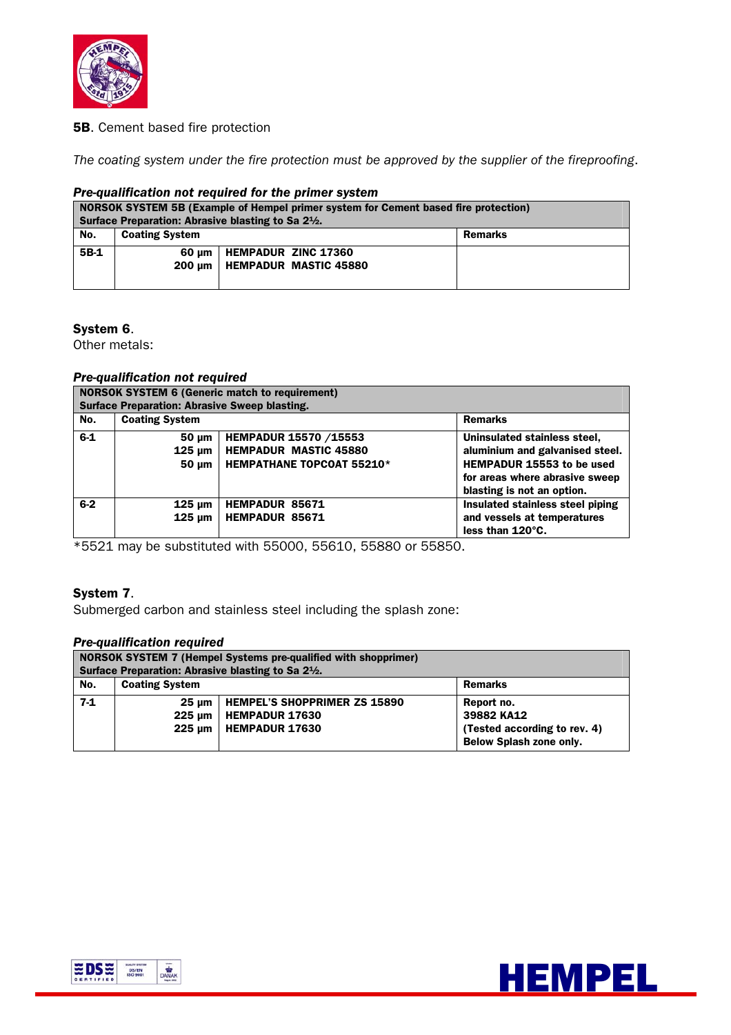**5B**. Cement based fire protection

*The coating system under the fire protection must be approved by the supplier of the fireproofing.*

***Pre-qualification not required for the primer system***

| NORSOK SYSTEM 5B (Example of Hempel primer system for Cement based fire protection)<br>Surface Preparation: Abrasive blasting to Sa 2½. | | | |
|---|---|---|---|
| **No.** | **Coating System** | | **Remarks** |
| **5B-1** | **60 µm**<br>**200 µm** | **HEMPADUR ZINC 17360**<br>**HEMPADUR MASTIC 45880** | |

**System 6**.
Other metals:

***Pre-qualification not required***

| NORSOK SYSTEM 6 (Generic match to requirement)<br>Surface Preparation: Abrasive Sweep blasting. | | | |
|---|---|---|---|
| **No.** | **Coating System** | | **Remarks** |
| **6-1** | **50 µm**<br>**125 µm**<br>**50 µm** | **HEMPADUR 15570 /15553**<br>**HEMPADUR MASTIC 45880**<br>**HEMPATHANE TOPCOAT 55210*** | **Uninsulated stainless steel, aluminium and galvanised steel. HEMPADUR 15553 to be used for areas where abrasive sweep blasting is not an option.** |
| **6-2** | **125 µm**<br>**125 µm** | **HEMPADUR 85671**<br>**HEMPADUR 85671** | **Insulated stainless steel piping and vessels at temperatures less than 120°C.** |

*5521 may be substituted with 55000, 55610, 55880 or 55850.

**System 7**.
Submerged carbon and stainless steel including the splash zone:

***Pre-qualification required***

| NORSOK SYSTEM 7 (Hempel Systems pre-qualified with shopprimer)<br>Surface Preparation: Abrasive blasting to Sa 2½. | | | |
|---|---|---|---|
| **No.** | **Coating System** | | **Remarks** |
| **7-1** | **25 µm**<br>**225 µm**<br>**225 µm** | **HEMPEL'S SHOPPRIMER ZS 15890**<br>**HEMPADUR 17630**<br>**HEMPADUR 17630** | **Report no. 39882 KA12 (Tested according to rev. 4) Below Splash zone only.** |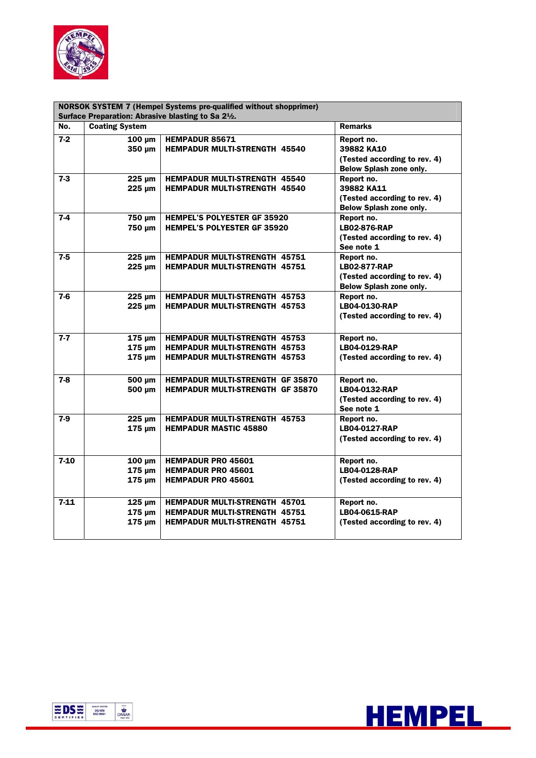| NORSOK SYSTEM 7 (Hempel Systems pre-qualified without shopprimer)<br>Surface Preparation: Abrasive blasting to Sa 2½. | | | |
|---|---|---|---|
| **No.** | **Coating System** | | **Remarks** |
| 7-2 | 100 µm<br>350 µm | HEMPADUR 85671<br>HEMPADUR MULTI-STRENGTH 45540 | Report no.<br>39882 KA10<br>(Tested according to rev. 4)<br>Below Splash zone only. |
| 7-3 | 225 µm<br>225 µm | HEMPADUR MULTI-STRENGTH 45540<br>HEMPADUR MULTI-STRENGTH 45540 | Report no.<br>39882 KA11<br>(Tested according to rev. 4)<br>Below Splash zone only. |
| 7-4 | 750 µm<br>750 µm | HEMPEL'S POLYESTER GF 35920<br>HEMPEL'S POLYESTER GF 35920 | Report no.<br>LB02-876-RAP<br>(Tested according to rev. 4)<br>See note 1 |
| 7-5 | 225 µm<br>225 µm | HEMPADUR MULTI-STRENGTH 45751<br>HEMPADUR MULTI-STRENGTH 45751 | Report no.<br>LB02-877-RAP<br>(Tested according to rev. 4)<br>Below Splash zone only. |
| 7-6 | 225 µm<br>225 µm | HEMPADUR MULTI-STRENGTH 45753<br>HEMPADUR MULTI-STRENGTH 45753 | Report no.<br>LB04-0130-RAP<br>(Tested according to rev. 4) |
| 7-7 | 175 µm<br>175 µm<br>175 µm | HEMPADUR MULTI-STRENGTH 45753<br>HEMPADUR MULTI-STRENGTH 45753<br>HEMPADUR MULTI-STRENGTH 45753 | Report no.<br>LB04-0129-RAP<br>(Tested according to rev. 4) |
| 7-8 | 500 µm<br>500 µm | HEMPADUR MULTI-STRENGTH GF 35870<br>HEMPADUR MULTI-STRENGTH GF 35870 | Report no.<br>LB04-0132-RAP<br>(Tested according to rev. 4)<br>See note 1 |
| 7-9 | 225 µm<br>175 µm | HEMPADUR MULTI-STRENGTH 45753<br>HEMPADUR MASTIC 45880 | Report no.<br>LB04-0127-RAP<br>(Tested according to rev. 4) |
| 7-10 | 100 µm<br>175 µm<br>175 µm | HEMPADUR PRO 45601<br>HEMPADUR PRO 45601<br>HEMPADUR PRO 45601 | Report no.<br>LB04-0128-RAP<br>(Tested according to rev. 4) |
| 7-11 | 125 µm<br>175 µm<br>175 µm | HEMPADUR MULTI-STRENGTH 45701<br>HEMPADUR MULTI-STRENGTH 45751<br>HEMPADUR MULTI-STRENGTH 45751 | Report no.<br>LB04-0615-RAP<br>(Tested according to rev. 4) |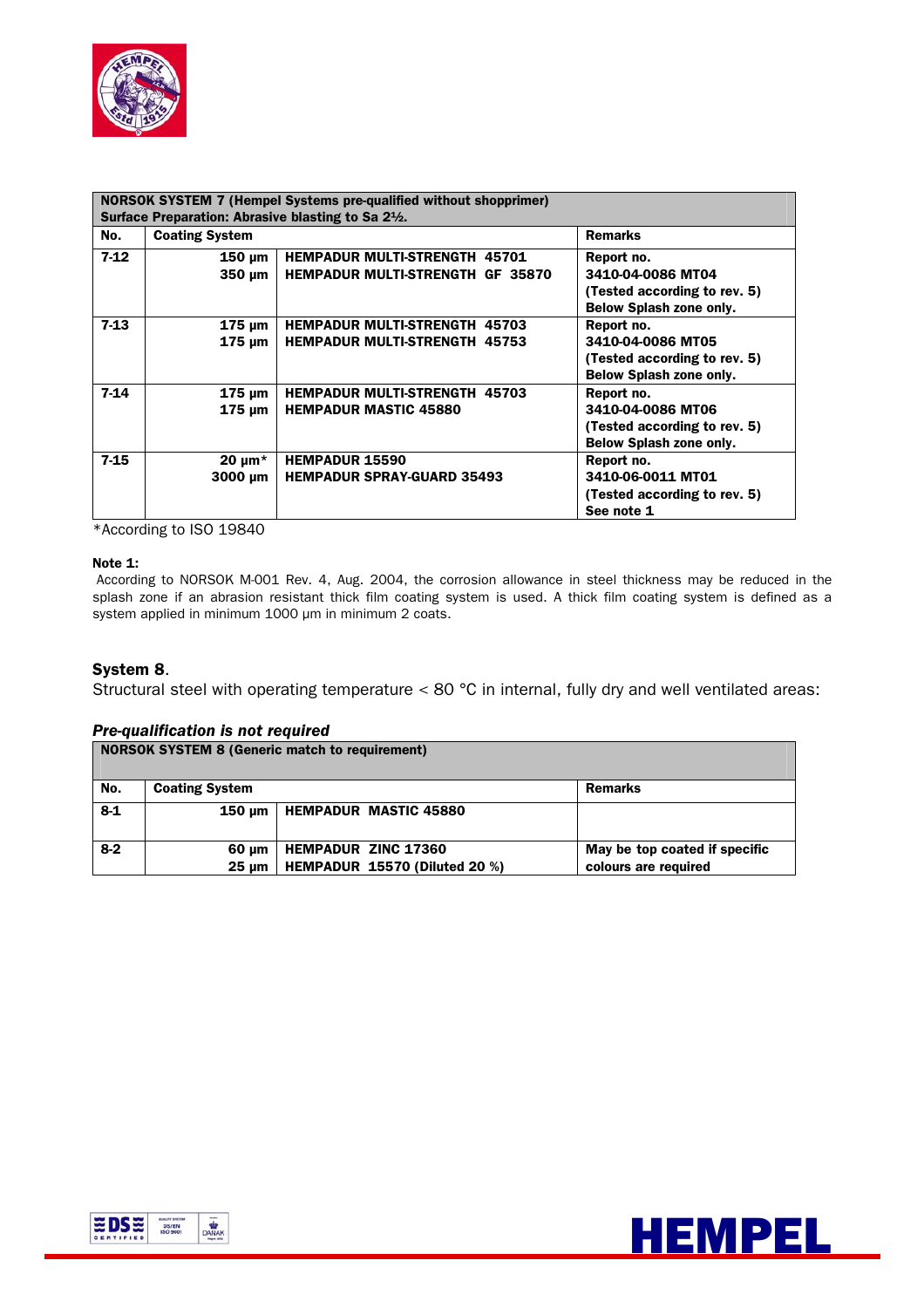| NORSOK SYSTEM 7 (Hempel Systems pre-qualified without shopprimer) Surface Preparation: Abrasive blasting to Sa 2½. | | | |
|---|---|---|---|
| **No.** | **Coating System** | | **Remarks** |
| **7-12** | **150 µm**<br>**350 µm** | **HEMPADUR MULTI-STRENGTH 45701**<br>**HEMPADUR MULTI-STRENGTH GF 35870** | **Report no.**<br>**3410-04-0086 MT04**<br>**(Tested according to rev. 5)**<br>**Below Splash zone only.** |
| **7-13** | **175 µm**<br>**175 µm** | **HEMPADUR MULTI-STRENGTH 45703**<br>**HEMPADUR MULTI-STRENGTH 45753** | **Report no.**<br>**3410-04-0086 MT05**<br>**(Tested according to rev. 5)**<br>**Below Splash zone only.** |
| **7-14** | **175 µm**<br>**175 µm** | **HEMPADUR MULTI-STRENGTH 45703**<br>**HEMPADUR MASTIC 45880** | **Report no.**<br>**3410-04-0086 MT06**<br>**(Tested according to rev. 5)**<br>**Below Splash zone only.** |
| **7-15** | **20 µm***<br>**3000 µm** | **HEMPADUR 15590**<br>**HEMPADUR SPRAY-GUARD 35493** | **Report no.**<br>**3410-06-0011 MT01**<br>**(Tested according to rev. 5)**<br>**See note 1** |

*According to ISO 19840

**Note 1:**
According to NORSOK M-001 Rev. 4, Aug. 2004, the corrosion allowance in steel thickness may be reduced in the splash zone if an abrasion resistant thick film coating system is used. A thick film coating system is defined as a system applied in minimum 1000 µm in minimum 2 coats.

### System 8.

Structural steel with operating temperature < 80 °C in internal, fully dry and well ventilated areas:

***Pre-qualification is not required***

| NORSOK SYSTEM 8 (Generic match to requirement) | | | |
|---|---|---|---|
| **No.** | **Coating System** | | **Remarks** |
| **8-1** | **150 µm** | **HEMPADUR MASTIC 45880** | |
| **8-2** | **60 µm**<br>**25 µm** | **HEMPADUR ZINC 17360**<br>**HEMPADUR 15570 (Diluted 20 %)** | **May be top coated if specific colours are required** |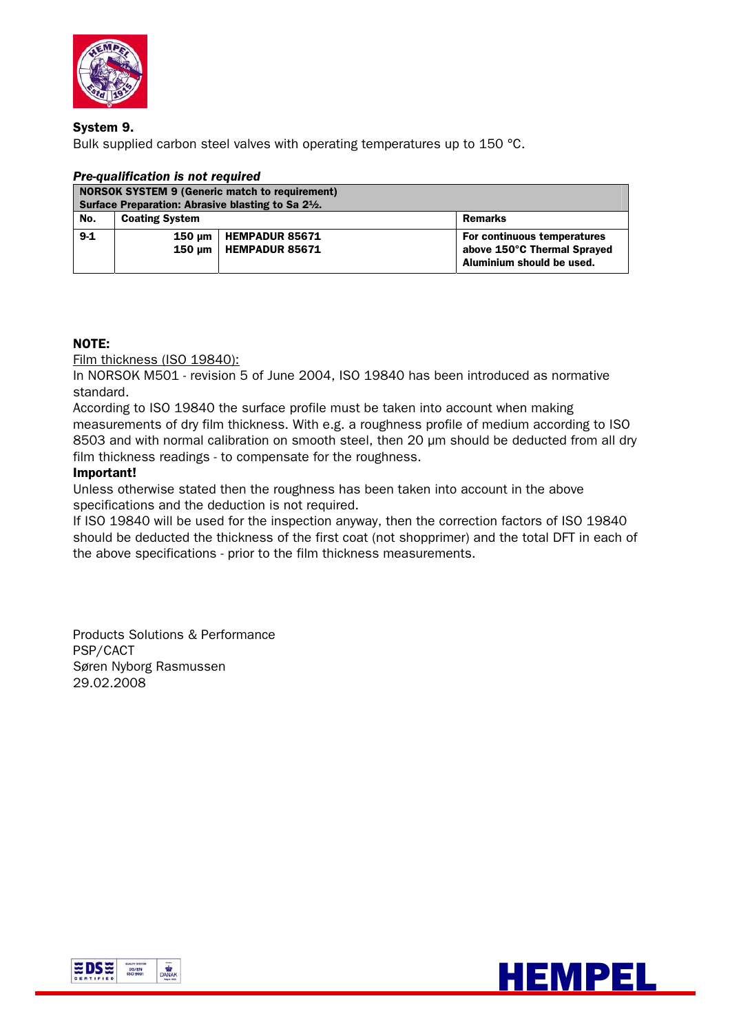**System 9.**

Bulk supplied carbon steel valves with operating temperatures up to 150 °C.

***Pre-qualification is not required***

| **NORSOK SYSTEM 9 (Generic match to requirement)<br>Surface Preparation: Abrasive blasting to Sa 2½.** | | | |
|---|---|---|---|
| **No.** | **Coating System** | | **Remarks** |
| **9-1** | **150 µm**<br>**150 µm** | **HEMPADUR 85671**<br>**HEMPADUR 85671** | **For continuous temperatures above 150°C Thermal Sprayed Aluminium should be used.** |

**NOTE:**

Film thickness (ISO 19840):

In NORSOK M501 - revision 5 of June 2004, ISO 19840 has been introduced as normative standard.

According to ISO 19840 the surface profile must be taken into account when making measurements of dry film thickness. With e.g. a roughness profile of medium according to ISO 8503 and with normal calibration on smooth steel, then 20 µm should be deducted from all dry film thickness readings - to compensate for the roughness.

**Important!**

Unless otherwise stated then the roughness has been taken into account in the above specifications and the deduction is not required.

If ISO 19840 will be used for the inspection anyway, then the correction factors of ISO 19840 should be deducted the thickness of the first coat (not shopprimer) and the total DFT in each of the above specifications - prior to the film thickness measurements.

Products Solutions & Performance
PSP/CACT
Søren Nyborg Rasmussen
29.02.2008